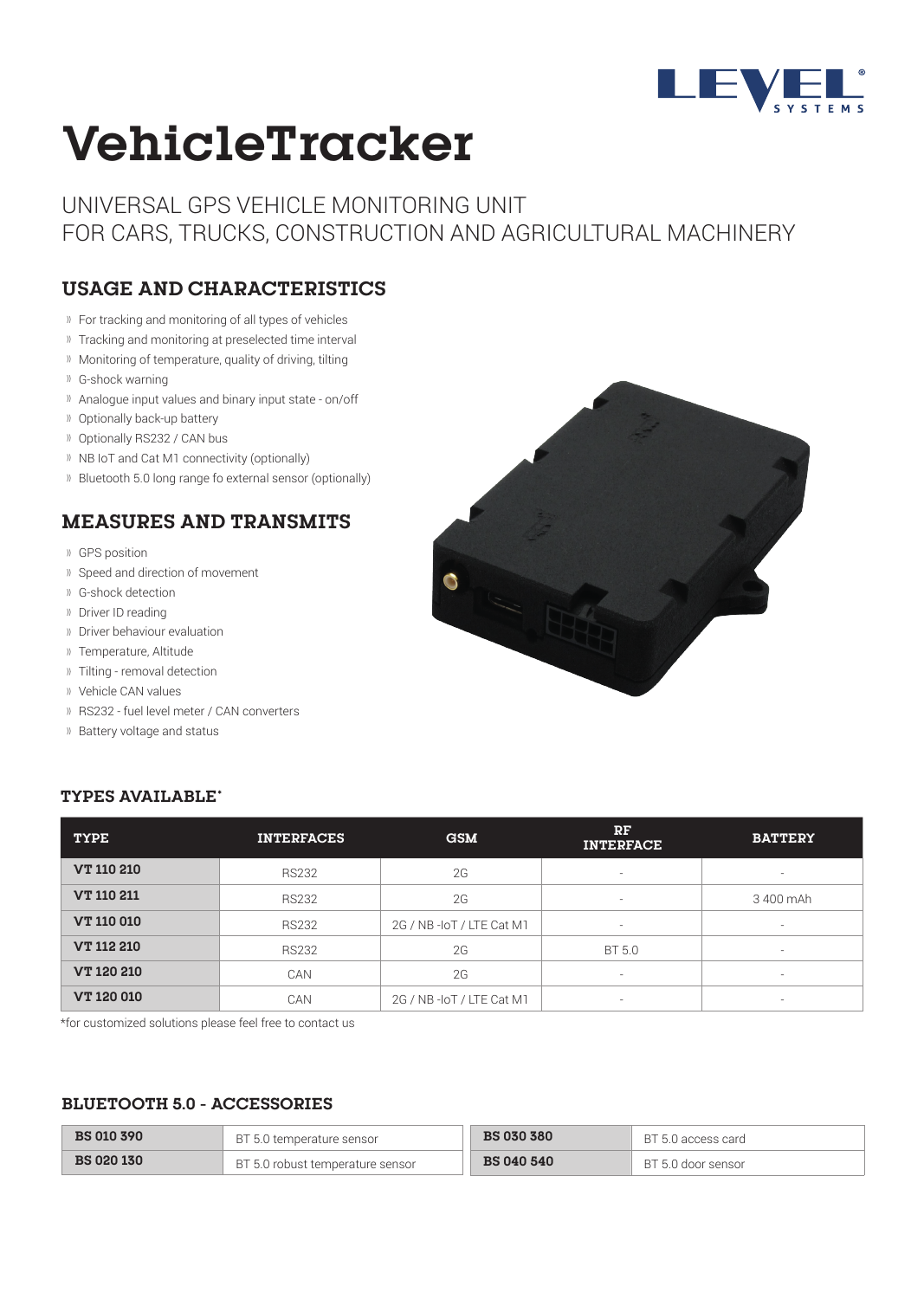# VehicleTracker

UNIVERSAL GPS VEHICLE MONITORING UNIT
FOR CARS, TRUCKS, CONSTRUCTION AND AGRICULTURAL MACHINERY

## USAGE AND CHARACTERISTICS

- For tracking and monitoring of all types of vehicles
- Tracking and monitoring at preselected time interval
- Monitoring of temperature, quality of driving, tilting
- G-shock warning
- Analogue input values and binary input state - on/off
- Optionally back-up battery
- Optionally RS232 / CAN bus
- NB IoT and Cat M1 connectivity (optionally)
- Bluetooth 5.0 long range fo external sensor (optionally)

## MEASURES AND TRANSMITS

- GPS position
- Speed and direction of movement
- G-shock detection
- Driver ID reading
- Driver behaviour evaluation
- Temperature, Altitude
- Tilting - removal detection
- Vehicle CAN values
- RS232 - fuel level meter / CAN converters
- Battery voltage and status

### TYPES AVAILABLE*

| TYPE | INTERFACES | GSM | RF INTERFACE | BATTERY |
|---|---|---|---|---|
| **VT 110 210** | RS232 | 2G | - | - |
| **VT 110 211** | RS232 | 2G | - | 3 400 mAh |
| **VT 110 010** | RS232 | 2G / NB -IoT / LTE Cat M1 | - | - |
| **VT 112 210** | RS232 | 2G | BT 5.0 | - |
| **VT 120 210** | CAN | 2G | - | - |
| **VT 120 010** | CAN | 2G / NB -IoT / LTE Cat M1 | - | - |

*for customized solutions please feel free to contact us

### BLUETOOTH 5.0 - ACCESSORIES

| | |
|---|---|
| **BS 010 390** | BT 5.0 temperature sensor |
| **BS 020 130** | BT 5.0 robust temperature sensor |
| **BS 030 380** | BT 5.0 access card |
| **BS 040 540** | BT 5.0 door sensor |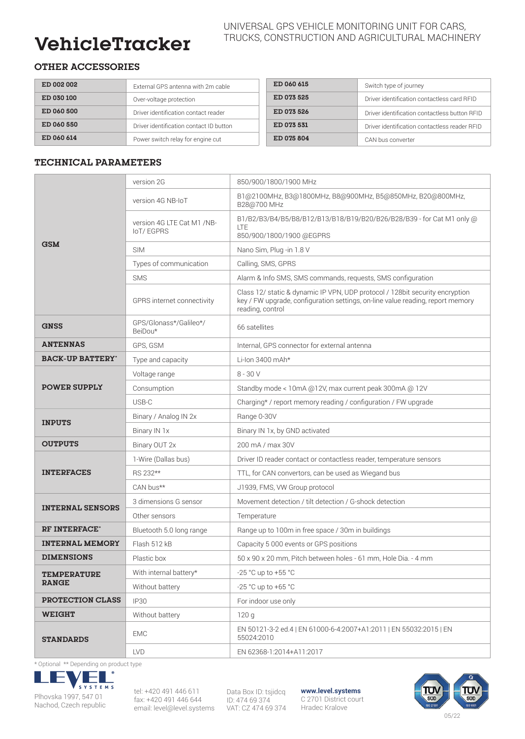# VehicleTracker

UNIVERSAL GPS VEHICLE MONITORING UNIT FOR CARS, TRUCKS, CONSTRUCTION AND AGRICULTURAL MACHINERY

## OTHER ACCESSORIES

| | |
|---|---|
| **ED 002 002** | External GPS antenna with 2m cable |
| **ED 030 100** | Over-voltage protection |
| **ED 060 500** | Driver identification contact reader |
| **ED 060 550** | Driver identification contact ID button |
| **ED 060 614** | Power switch relay for engine cut |
| **ED 060 615** | Switch type of journey |
| **ED 073 525** | Driver identification contactless card RFID |
| **ED 073 526** | Driver identification contactless button RFID |
| **ED 073 531** | Driver identification contactless reader RFID |
| **ED 075 804** | CAN bus converter |

## TECHNICAL PARAMETERS

| | | |
|---|---|---|
| **GSM** | version 2G | 850/900/1800/1900 MHz |
| | version 4G NB-IoT | B1@2100MHz, B3@1800MHz, B8@900MHz, B5@850MHz, B20@800MHz, B28@700 MHz |
| | version 4G LTE Cat M1 /NB-IoT/ EGPRS | B1/B2/B3/B4/B5/B8/B12/B13/B18/B19/B20/B26/B28/B39 - for Cat M1 only @ LTE<br>850/900/1800/1900 @EGPRS |
| | SIM | Nano Sim, Plug -in 1.8 V |
| | Types of communication | Calling, SMS, GPRS |
| | SMS | Alarm & Info SMS, SMS commands, requests, SMS configuration |
| | GPRS internet connectivity | Class 12/ static & dynamic IP VPN, UDP protocol / 128bit security encryption key / FW upgrade, configuration settings, on-line value reading, report memory reading, control |
| **GNSS** | GPS/Glonass*/Galileo*/ BeiDou* | 66 satellites |
| **ANTENNAS** | GPS, GSM | Internal, GPS connector for external antenna |
| **BACK-UP BATTERY*** | Type and capacity | Li-Ion 3400 mAh* |
| **POWER SUPPLY** | Voltage range | 8 - 30 V |
| | Consumption | Standby mode < 10mA @12V, max current peak 300mA @ 12V |
| | USB-C | Charging* / report memory reading / configuration / FW upgrade |
| **INPUTS** | Binary / Analog IN 2x | Range 0-30V |
| | Binary IN 1x | Binary IN 1x, by GND activated |
| **OUTPUTS** | Binary OUT 2x | 200 mA / max 30V |
| **INTERFACES** | 1-Wire (Dallas bus) | Driver ID reader contact or contactless reader, temperature sensors |
| | RS 232** | TTL, for CAN convertors, can be used as Wiegand bus |
| | CAN bus** | J1939, FMS, VW Group protocol |
| **INTERNAL SENSORS** | 3 dimensions G sensor | Movement detection / tilt detection / G-shock detection |
| | Other sensors | Temperature |
| **RF INTERFACE*** | Bluetooth 5.0 long range | Range up to 100m in free space / 30m in buildings |
| **INTERNAL MEMORY** | Flash 512 kB | Capacity 5 000 events or GPS positions |
| **DIMENSIONS** | Plastic box | 50 x 90 x 20 mm, Pitch between holes - 61 mm, Hole Dia. - 4 mm |
| **TEMPERATURE RANGE** | With internal battery* | -25 °C up to +55 °C |
| | Without battery | -25 °C up to +65 °C |
| **PROTECTION CLASS** | IP30 | For indoor use only |
| **WEIGHT** | Without battery | 120 g |
| **STANDARDS** | EMC | EN 50121-3-2 ed.4 \| EN 61000-6-4:2007+A1:2011 \| EN 55032:2015 \| EN 55024:2010 |
| | LVD | EN 62368-1:2014+A11:2017 |

\* Optional ** Depending on product type

LEVEL SYSTEMS

Plhovska 1997, 547 01
Nachod, Czech republic

tel: +420 491 446 611
fax: +420 491 446 644
email: level@level.systems

Data Box ID: tsjidcq
ID: 474 69 374
VAT: CZ 474 69 374

**www.level.systems**
C 2701 District court
Hradec Kralove

05/22